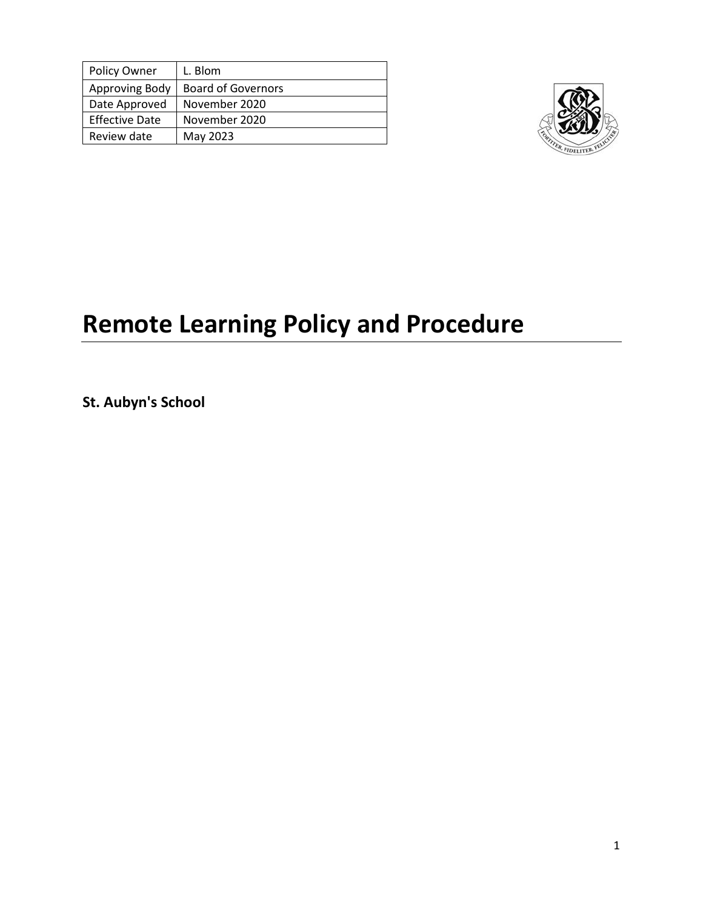| Policy Owner | L. Blom |
| --- | --- |
| Approving Body | Board of Governors |
| Date Approved | November 2020 |
| Effective Date | November 2020 |
| Review date | May 2023 |

# Remote Learning Policy and Procedure

**St. Aubyn's School**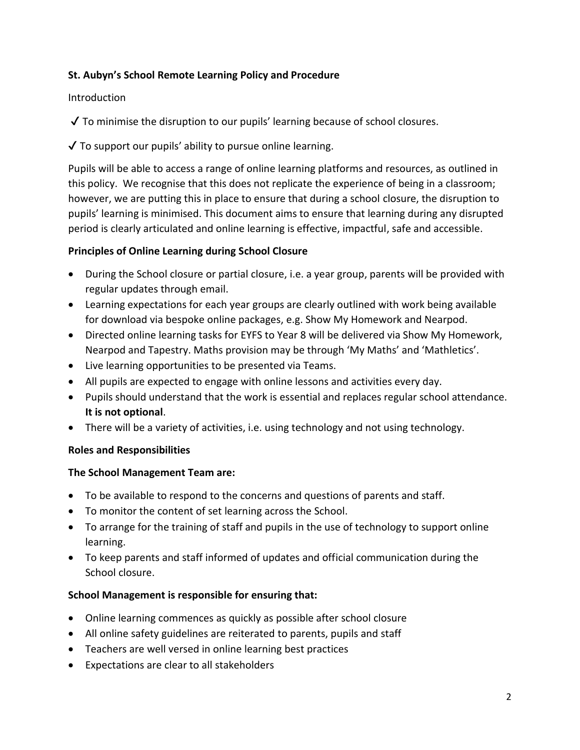**St. Aubyn's School Remote Learning Policy and Procedure**

Introduction

✔ To minimise the disruption to our pupils' learning because of school closures.

✔ To support our pupils' ability to pursue online learning.

Pupils will be able to access a range of online learning platforms and resources, as outlined in this policy. We recognise that this does not replicate the experience of being in a classroom; however, we are putting this in place to ensure that during a school closure, the disruption to pupils' learning is minimised. This document aims to ensure that learning during any disrupted period is clearly articulated and online learning is effective, impactful, safe and accessible.

**Principles of Online Learning during School Closure**

- During the School closure or partial closure, i.e. a year group, parents will be provided with regular updates through email.
- Learning expectations for each year groups are clearly outlined with work being available for download via bespoke online packages, e.g. Show My Homework and Nearpod.
- Directed online learning tasks for EYFS to Year 8 will be delivered via Show My Homework, Nearpod and Tapestry. Maths provision may be through 'My Maths' and 'Mathletics'.
- Live learning opportunities to be presented via Teams.
- All pupils are expected to engage with online lessons and activities every day.
- Pupils should understand that the work is essential and replaces regular school attendance. **It is not optional**.
- There will be a variety of activities, i.e. using technology and not using technology.

**Roles and Responsibilities**

**The School Management Team are:**

- To be available to respond to the concerns and questions of parents and staff.
- To monitor the content of set learning across the School.
- To arrange for the training of staff and pupils in the use of technology to support online learning.
- To keep parents and staff informed of updates and official communication during the School closure.

**School Management is responsible for ensuring that:**

- Online learning commences as quickly as possible after school closure
- All online safety guidelines are reiterated to parents, pupils and staff
- Teachers are well versed in online learning best practices
- Expectations are clear to all stakeholders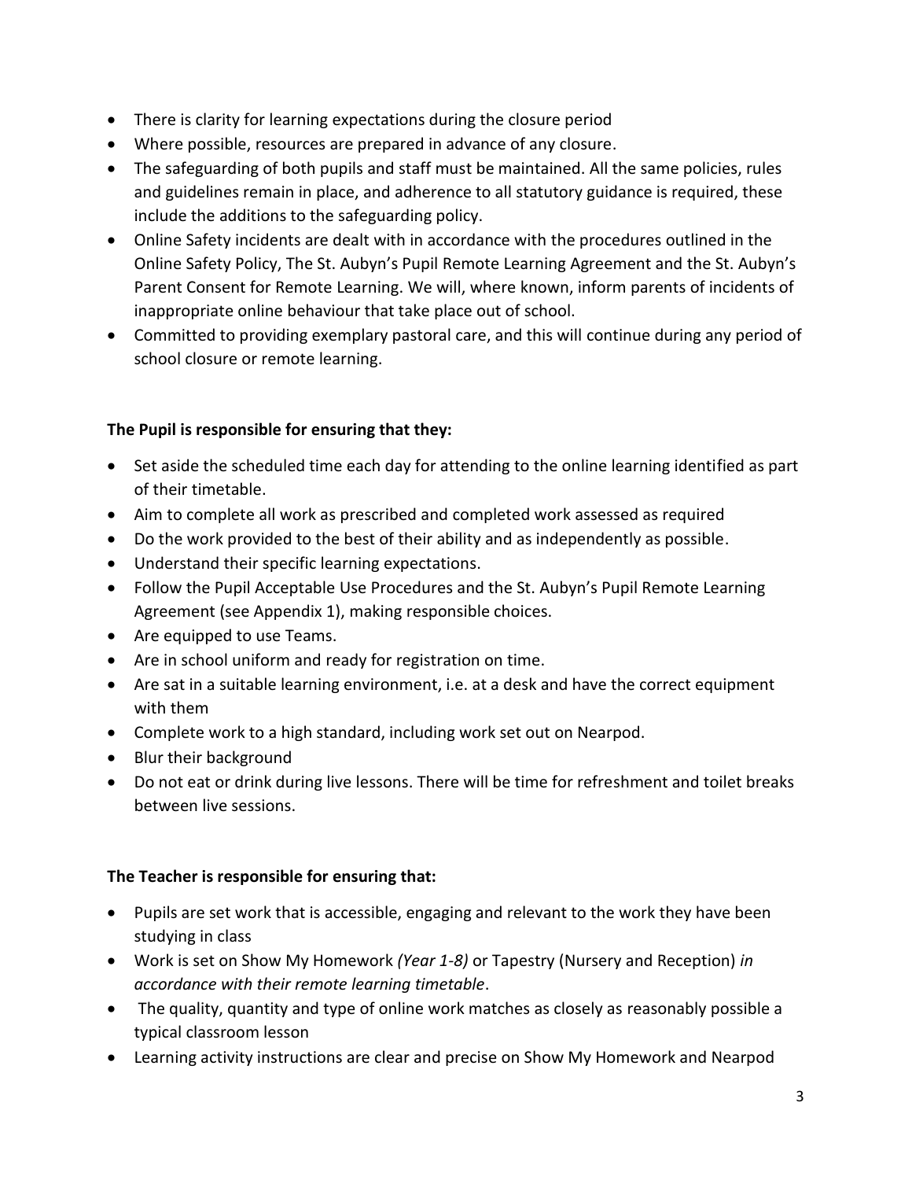- There is clarity for learning expectations during the closure period
- Where possible, resources are prepared in advance of any closure.
- The safeguarding of both pupils and staff must be maintained. All the same policies, rules and guidelines remain in place, and adherence to all statutory guidance is required, these include the additions to the safeguarding policy.
- Online Safety incidents are dealt with in accordance with the procedures outlined in the Online Safety Policy, The St. Aubyn's Pupil Remote Learning Agreement and the St. Aubyn's Parent Consent for Remote Learning. We will, where known, inform parents of incidents of inappropriate online behaviour that take place out of school.
- Committed to providing exemplary pastoral care, and this will continue during any period of school closure or remote learning.

**The Pupil is responsible for ensuring that they:**

- Set aside the scheduled time each day for attending to the online learning identified as part of their timetable.
- Aim to complete all work as prescribed and completed work assessed as required
- Do the work provided to the best of their ability and as independently as possible.
- Understand their specific learning expectations.
- Follow the Pupil Acceptable Use Procedures and the St. Aubyn's Pupil Remote Learning Agreement (see Appendix 1), making responsible choices.
- Are equipped to use Teams.
- Are in school uniform and ready for registration on time.
- Are sat in a suitable learning environment, i.e. at a desk and have the correct equipment with them
- Complete work to a high standard, including work set out on Nearpod.
- Blur their background
- Do not eat or drink during live lessons. There will be time for refreshment and toilet breaks between live sessions.

**The Teacher is responsible for ensuring that:**

- Pupils are set work that is accessible, engaging and relevant to the work they have been studying in class
- Work is set on Show My Homework *(Year 1-8)* or Tapestry (Nursery and Reception) *in accordance with their remote learning timetable*.
- The quality, quantity and type of online work matches as closely as reasonably possible a typical classroom lesson
- Learning activity instructions are clear and precise on Show My Homework and Nearpod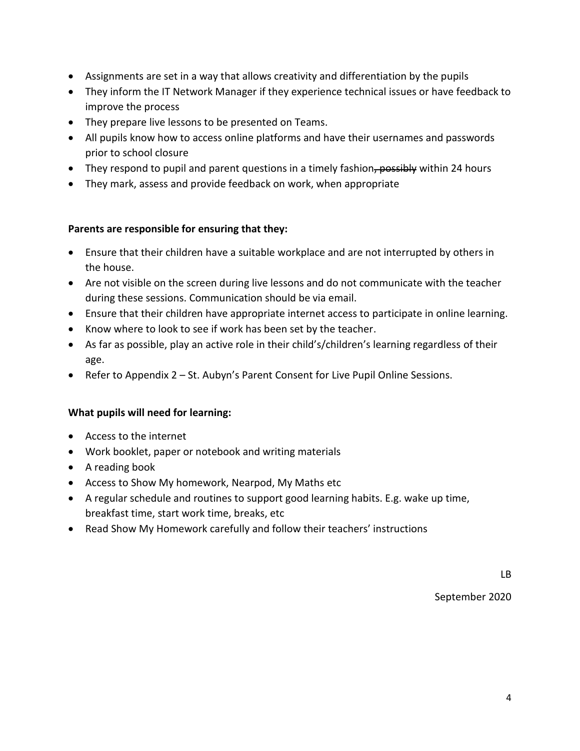- Assignments are set in a way that allows creativity and differentiation by the pupils
- They inform the IT Network Manager if they experience technical issues or have feedback to improve the process
- They prepare live lessons to be presented on Teams.
- All pupils know how to access online platforms and have their usernames and passwords prior to school closure
- They respond to pupil and parent questions in a timely fashion~~, possibly~~ within 24 hours
- They mark, assess and provide feedback on work, when appropriate

**Parents are responsible for ensuring that they:**

- Ensure that their children have a suitable workplace and are not interrupted by others in the house.
- Are not visible on the screen during live lessons and do not communicate with the teacher during these sessions. Communication should be via email.
- Ensure that their children have appropriate internet access to participate in online learning.
- Know where to look to see if work has been set by the teacher.
- As far as possible, play an active role in their child's/children's learning regardless of their age.
- Refer to Appendix 2 – St. Aubyn's Parent Consent for Live Pupil Online Sessions.

**What pupils will need for learning:**

- Access to the internet
- Work booklet, paper or notebook and writing materials
- A reading book
- Access to Show My homework, Nearpod, My Maths etc
- A regular schedule and routines to support good learning habits. E.g. wake up time, breakfast time, start work time, breaks, etc
- Read Show My Homework carefully and follow their teachers' instructions

LB

September 2020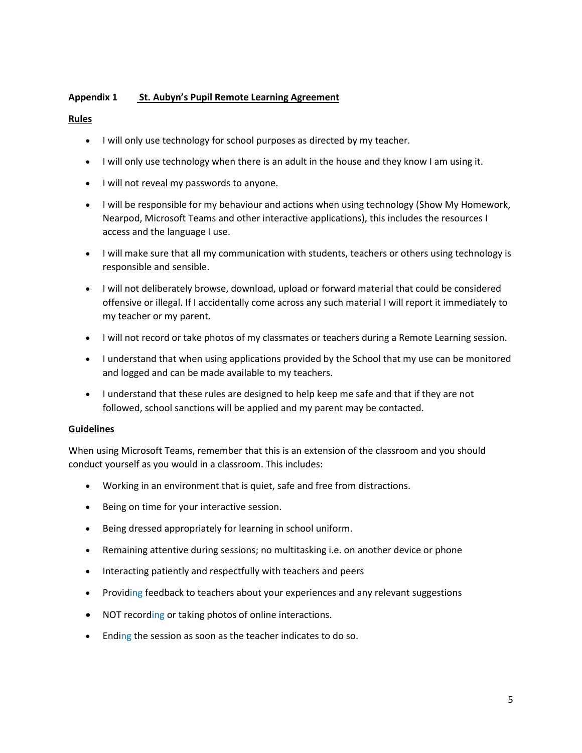**Appendix 1 St. Aubyn's Pupil Remote Learning Agreement**

**Rules**

- I will only use technology for school purposes as directed by my teacher.
- I will only use technology when there is an adult in the house and they know I am using it.
- I will not reveal my passwords to anyone.
- I will be responsible for my behaviour and actions when using technology (Show My Homework, Nearpod, Microsoft Teams and other interactive applications), this includes the resources I access and the language I use.
- I will make sure that all my communication with students, teachers or others using technology is responsible and sensible.
- I will not deliberately browse, download, upload or forward material that could be considered offensive or illegal. If I accidentally come across any such material I will report it immediately to my teacher or my parent.
- I will not record or take photos of my classmates or teachers during a Remote Learning session.
- I understand that when using applications provided by the School that my use can be monitored and logged and can be made available to my teachers.
- I understand that these rules are designed to help keep me safe and that if they are not followed, school sanctions will be applied and my parent may be contacted.

**Guidelines**

When using Microsoft Teams, remember that this is an extension of the classroom and you should conduct yourself as you would in a classroom. This includes:

- Working in an environment that is quiet, safe and free from distractions.
- Being on time for your interactive session.
- Being dressed appropriately for learning in school uniform.
- Remaining attentive during sessions; no multitasking i.e. on another device or phone
- Interacting patiently and respectfully with teachers and peers
- Providing feedback to teachers about your experiences and any relevant suggestions
- NOT recording or taking photos of online interactions.
- Ending the session as soon as the teacher indicates to do so.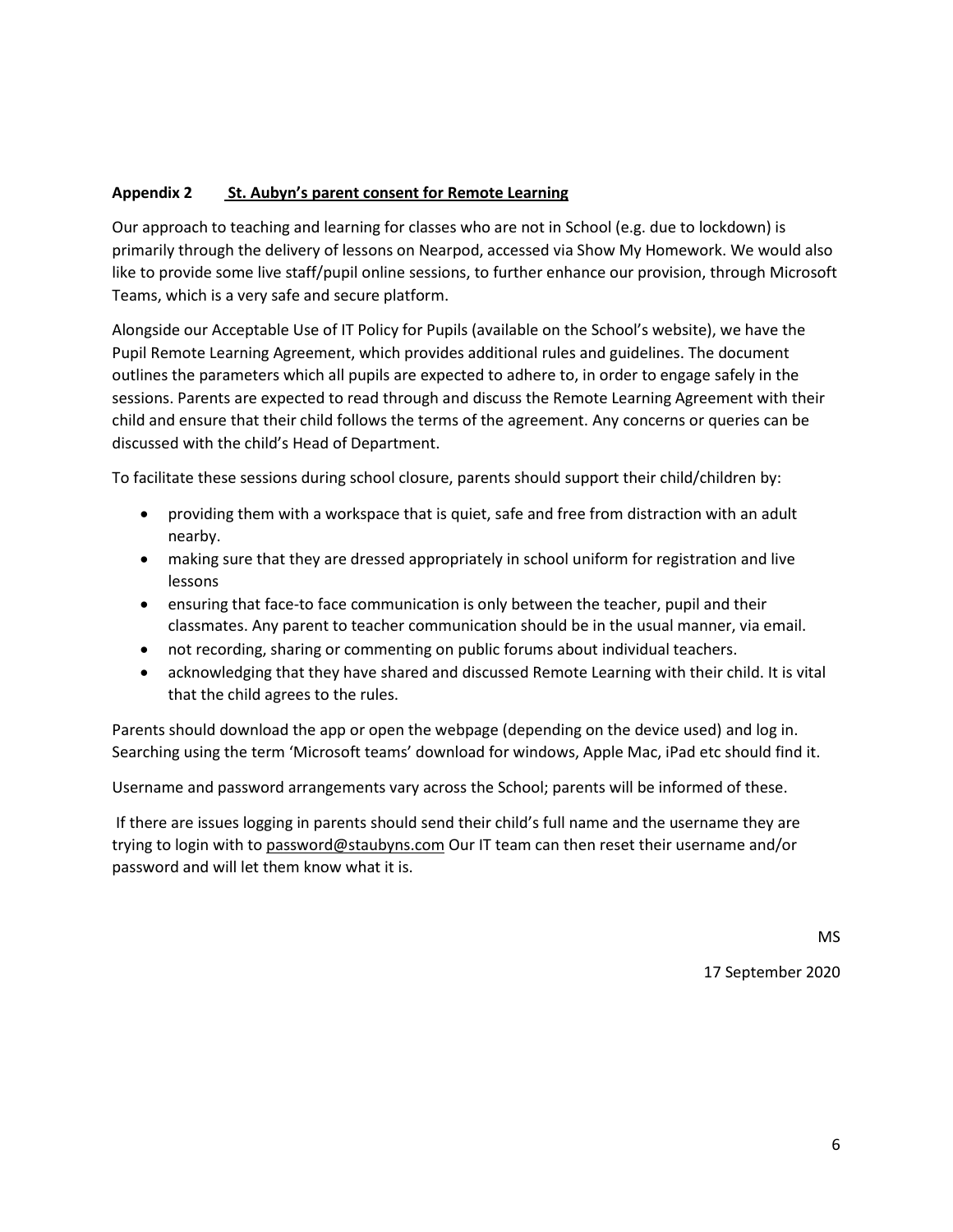## Appendix 2 St. Aubyn's parent consent for Remote Learning

Our approach to teaching and learning for classes who are not in School (e.g. due to lockdown) is primarily through the delivery of lessons on Nearpod, accessed via Show My Homework. We would also like to provide some live staff/pupil online sessions, to further enhance our provision, through Microsoft Teams, which is a very safe and secure platform.

Alongside our Acceptable Use of IT Policy for Pupils (available on the School's website), we have the Pupil Remote Learning Agreement, which provides additional rules and guidelines. The document outlines the parameters which all pupils are expected to adhere to, in order to engage safely in the sessions. Parents are expected to read through and discuss the Remote Learning Agreement with their child and ensure that their child follows the terms of the agreement. Any concerns or queries can be discussed with the child's Head of Department.

To facilitate these sessions during school closure, parents should support their child/children by:

- providing them with a workspace that is quiet, safe and free from distraction with an adult nearby.
- making sure that they are dressed appropriately in school uniform for registration and live lessons
- ensuring that face-to face communication is only between the teacher, pupil and their classmates. Any parent to teacher communication should be in the usual manner, via email.
- not recording, sharing or commenting on public forums about individual teachers.
- acknowledging that they have shared and discussed Remote Learning with their child. It is vital that the child agrees to the rules.

Parents should download the app or open the webpage (depending on the device used) and log in. Searching using the term 'Microsoft teams' download for windows, Apple Mac, iPad etc should find it.

Username and password arrangements vary across the School; parents will be informed of these.

If there are issues logging in parents should send their child's full name and the username they are trying to login with to password@staubyns.com Our IT team can then reset their username and/or password and will let them know what it is.

MS

17 September 2020